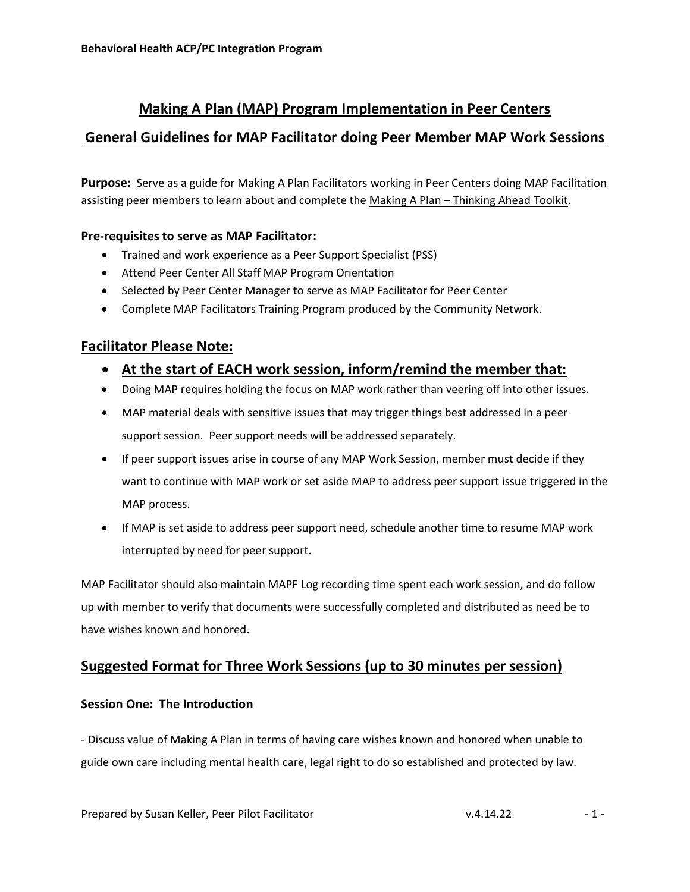# Making A Plan (MAP) Program Implementation in Peer Centers

## General Guidelines for MAP Facilitator doing Peer Member MAP Work Sessions

**Purpose:** Serve as a guide for Making A Plan Facilitators working in Peer Centers doing MAP Facilitation assisting peer members to learn about and complete the Making A Plan – Thinking Ahead Toolkit.

**Pre-requisites to serve as MAP Facilitator:**

- Trained and work experience as a Peer Support Specialist (PSS)
- Attend Peer Center All Staff MAP Program Orientation
- Selected by Peer Center Manager to serve as MAP Facilitator for Peer Center
- Complete MAP Facilitators Training Program produced by the Community Network.

## Facilitator Please Note:

- **At the start of EACH work session, inform/remind the member that:**
- Doing MAP requires holding the focus on MAP work rather than veering off into other issues.
- MAP material deals with sensitive issues that may trigger things best addressed in a peer support session. Peer support needs will be addressed separately.
- If peer support issues arise in course of any MAP Work Session, member must decide if they want to continue with MAP work or set aside MAP to address peer support issue triggered in the MAP process.
- If MAP is set aside to address peer support need, schedule another time to resume MAP work interrupted by need for peer support.

MAP Facilitator should also maintain MAPF Log recording time spent each work session, and do follow up with member to verify that documents were successfully completed and distributed as need be to have wishes known and honored.

## Suggested Format for Three Work Sessions (up to 30 minutes per session)

### Session One: The Introduction

- Discuss value of Making A Plan in terms of having care wishes known and honored when unable to guide own care including mental health care, legal right to do so established and protected by law.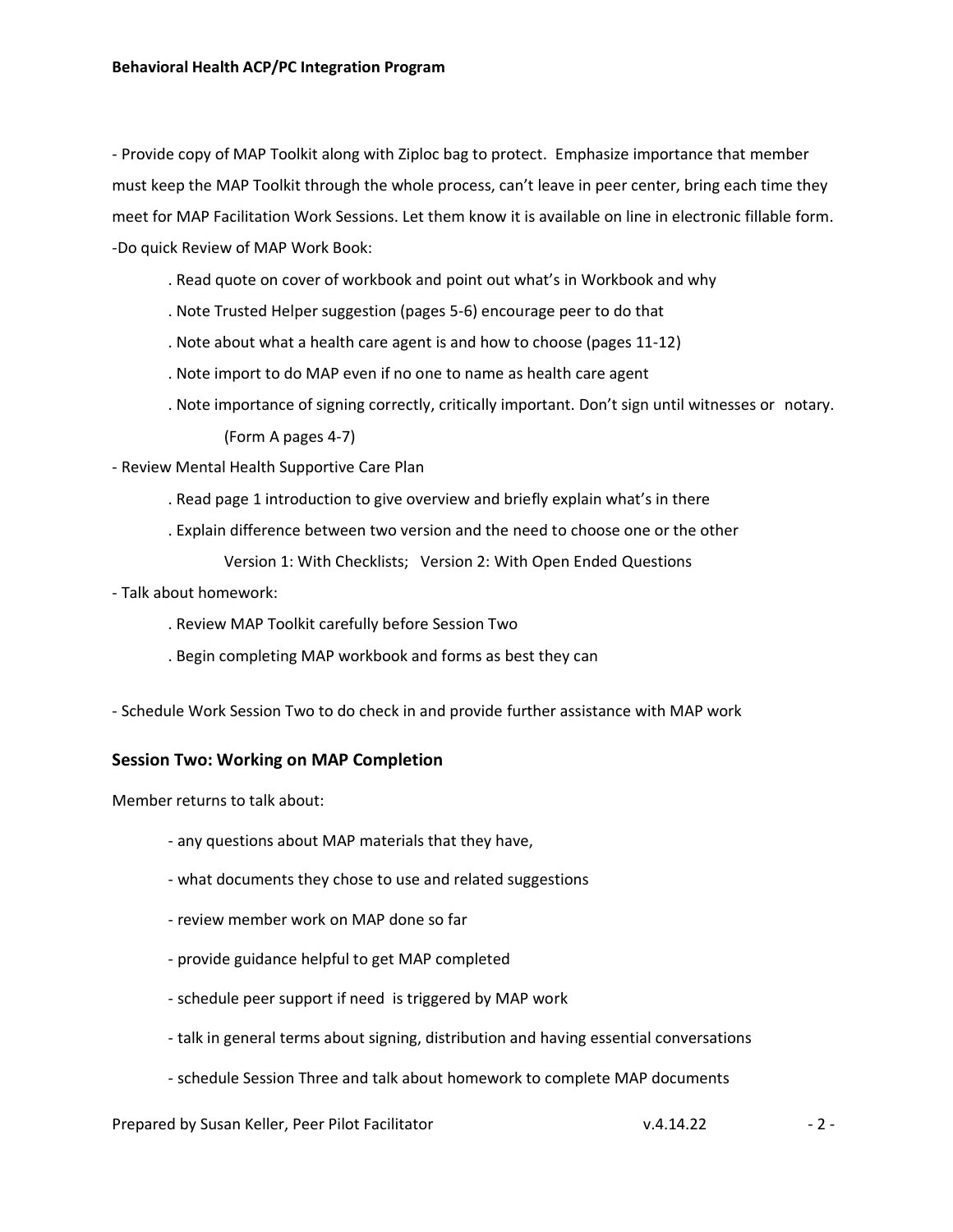- Provide copy of MAP Toolkit along with Ziploc bag to protect. Emphasize importance that member must keep the MAP Toolkit through the whole process, can't leave in peer center, bring each time they meet for MAP Facilitation Work Sessions. Let them know it is available on line in electronic fillable form.

-Do quick Review of MAP Work Book:

  . Read quote on cover of workbook and point out what's in Workbook and why

  . Note Trusted Helper suggestion (pages 5-6) encourage peer to do that

  . Note about what a health care agent is and how to choose (pages 11-12)

  . Note import to do MAP even if no one to name as health care agent

  . Note importance of signing correctly, critically important. Don't sign until witnesses or notary. (Form A pages 4-7)

- Review Mental Health Supportive Care Plan

  . Read page 1 introduction to give overview and briefly explain what's in there

  . Explain difference between two version and the need to choose one or the other

    Version 1: With Checklists; Version 2: With Open Ended Questions

- Talk about homework:

  . Review MAP Toolkit carefully before Session Two

  . Begin completing MAP workbook and forms as best they can

- Schedule Work Session Two to do check in and provide further assistance with MAP work

## Session Two: Working on MAP Completion

Member returns to talk about:

- any questions about MAP materials that they have,
- what documents they chose to use and related suggestions
- review member work on MAP done so far
- provide guidance helpful to get MAP completed
- schedule peer support if need is triggered by MAP work
- talk in general terms about signing, distribution and having essential conversations
- schedule Session Three and talk about homework to complete MAP documents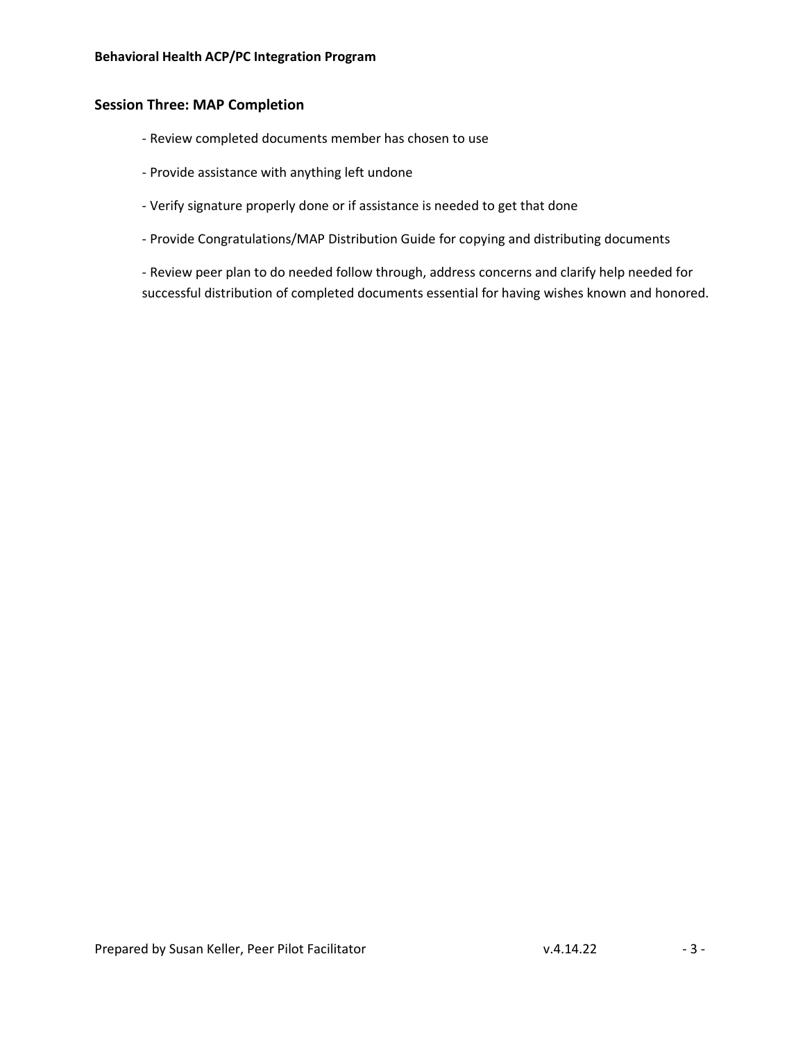## Session Three: MAP Completion

- Review completed documents member has chosen to use
- Provide assistance with anything left undone
- Verify signature properly done or if assistance is needed to get that done
- Provide Congratulations/MAP Distribution Guide for copying and distributing documents
- Review peer plan to do needed follow through, address concerns and clarify help needed for successful distribution of completed documents essential for having wishes known and honored.